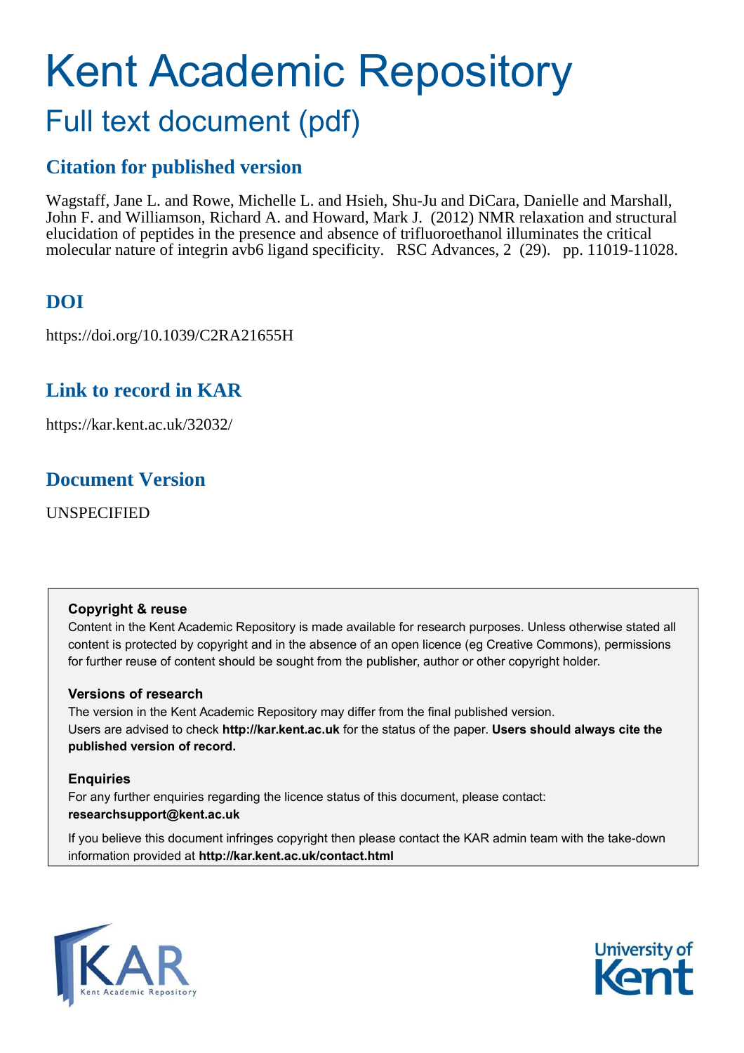# Kent Academic Repository

## Full text document (pdf)

### Citation for published version

Wagstaff, Jane L. and Rowe, Michelle L. and Hsieh, Shu-Ju and DiCara, Danielle and Marshall, John F. and Williamson, Richard A. and Howard, Mark J. (2012) NMR relaxation and structural elucidation of peptides in the presence and absence of trifluoroethanol illuminates the critical molecular nature of integrin avb6 ligand specificity. RSC Advances, 2 (29). pp. 11019-11028.

### DOI

https://doi.org/10.1039/C2RA21655H

### Link to record in KAR

https://kar.kent.ac.uk/32032/

### Document Version

UNSPECIFIED

**Copyright & reuse**

Content in the Kent Academic Repository is made available for research purposes. Unless otherwise stated all content is protected by copyright and in the absence of an open licence (eg Creative Commons), permissions for further reuse of content should be sought from the publisher, author or other copyright holder.

**Versions of research**

The version in the Kent Academic Repository may differ from the final published version. Users are advised to check **http://kar.kent.ac.uk** for the status of the paper. **Users should always cite the published version of record.**

**Enquiries**

For any further enquiries regarding the licence status of this document, please contact: **researchsupport@kent.ac.uk**

If you believe this document infringes copyright then please contact the KAR admin team with the take-down information provided at **http://kar.kent.ac.uk/contact.html**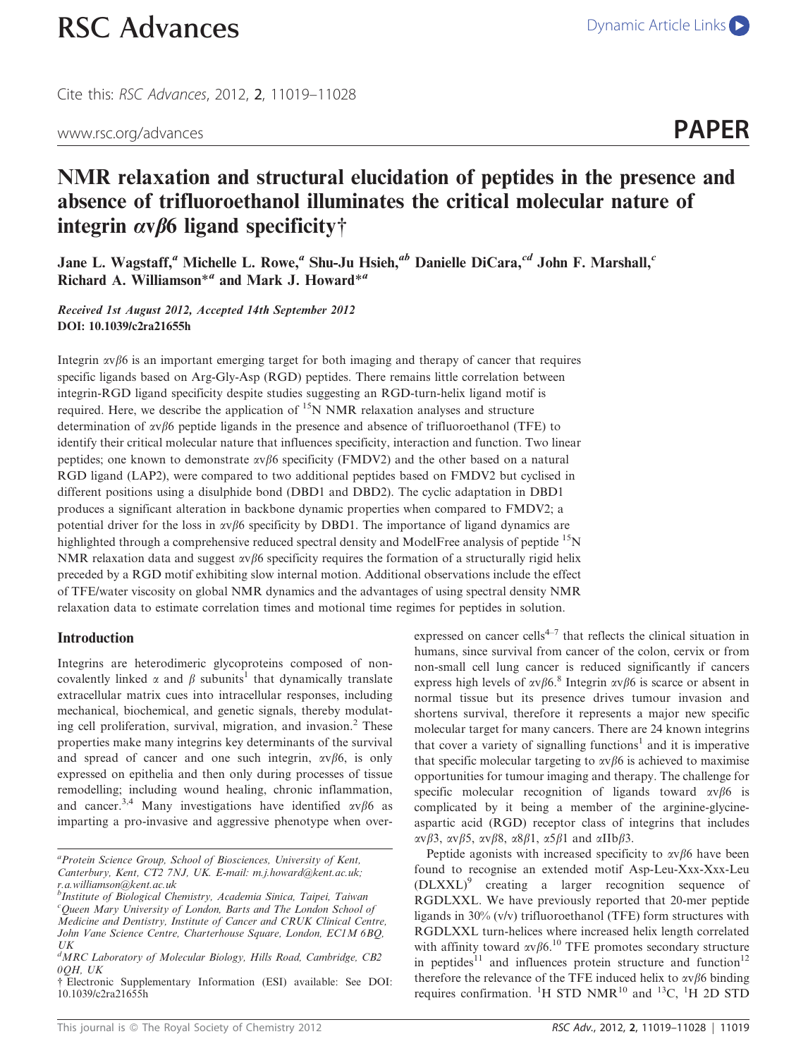Cite this: *RSC Advances*, 2012, **2**, 11019–11028

www.rsc.org/advances

**PAPER**

# NMR relaxation and structural elucidation of peptides in the presence and absence of trifluoroethanol illuminates the critical molecular nature of integrin αvβ6 ligand specificity†

Jane L. Wagstaff,[a] Michelle L. Rowe,[a] Shu-Ju Hsieh,[ab] Danielle DiCara,[cd] John F. Marshall,[c] Richard A. Williamson*[a] and Mark J. Howard*[a]

*Received 1st August 2012, Accepted 14th September 2012*
**DOI: 10.1039/c2ra21655h**

Integrin αvβ6 is an important emerging target for both imaging and therapy of cancer that requires specific ligands based on Arg-Gly-Asp (RGD) peptides. There remains little correlation between integrin-RGD ligand specificity despite studies suggesting an RGD-turn-helix ligand motif is required. Here, we describe the application of $^{15}$N NMR relaxation analyses and structure determination of αvβ6 peptide ligands in the presence and absence of trifluoroethanol (TFE) to identify their critical molecular nature that influences specificity, interaction and function. Two linear peptides; one known to demonstrate αvβ6 specificity (FMDV2) and the other based on a natural RGD ligand (LAP2), were compared to two additional peptides based on FMDV2 but cyclised in different positions using a disulphide bond (DBD1 and DBD2). The cyclic adaptation in DBD1 produces a significant alteration in backbone dynamic properties when compared to FMDV2; a potential driver for the loss in αvβ6 specificity by DBD1. The importance of ligand dynamics are highlighted through a comprehensive reduced spectral density and ModelFree analysis of peptide $^{15}$N NMR relaxation data and suggest αvβ6 specificity requires the formation of a structurally rigid helix preceded by a RGD motif exhibiting slow internal motion. Additional observations include the effect of TFE/water viscosity on global NMR dynamics and the advantages of using spectral density NMR relaxation data to estimate correlation times and motional time regimes for peptides in solution.

## Introduction

Integrins are heterodimeric glycoproteins composed of non-covalently linked α and β subunits[1] that dynamically translate extracellular matrix cues into intracellular responses, including mechanical, biochemical, and genetic signals, thereby modulating cell proliferation, survival, migration, and invasion.[2] These properties make many integrins key determinants of the survival and spread of cancer and one such integrin, αvβ6, is only expressed on epithelia and then only during processes of tissue remodelling; including wound healing, chronic inflammation, and cancer.[3,4] Many investigations have identified αvβ6 as imparting a pro-invasive and aggressive phenotype when over-expressed on cancer cells[4–7] that reflects the clinical situation in humans, since survival from cancer of the colon, cervix or from non-small cell lung cancer is reduced significantly if cancers express high levels of αvβ6.[8] Integrin αvβ6 is scarce or absent in normal tissue but its presence drives tumour invasion and shortens survival, therefore it represents a major new specific molecular target for many cancers. There are 24 known integrins that cover a variety of signalling functions[1] and it is imperative that specific molecular targeting to αvβ6 is achieved to maximise opportunities for tumour imaging and therapy. The challenge for specific molecular recognition of ligands toward αvβ6 is complicated by it being a member of the arginine-glycine-aspartic acid (RGD) receptor class of integrins that includes αvβ3, αvβ5, αvβ8, α8β1, α5β1 and αIIbβ3.

Peptide agonists with increased specificity to αvβ6 have been found to recognise an extended motif Asp-Leu-Xxx-Xxx-Leu (DLXXL)[9] creating a larger recognition sequence of RGDLXXL. We have previously reported that 20-mer peptide ligands in 30% (v/v) trifluoroethanol (TFE) form structures with RGDLXXL turn-helices where increased helix length correlated with affinity toward αvβ6.[10] TFE promotes secondary structure in peptides[11] and influences protein structure and function[12] therefore the relevance of the TFE induced helix to αvβ6 binding requires confirmation. $^{1}$H STD NMR[10] and $^{13}$C, $^{1}$H 2D STD

---

[a] Protein Science Group, School of Biosciences, University of Kent, Canterbury, Kent, CT2 7NJ, UK. E-mail: m.j.howard@kent.ac.uk; r.a.williamson@kent.ac.uk
[b] Institute of Biological Chemistry, Academia Sinica, Taipei, Taiwan
[c] Queen Mary University of London, Barts and The London School of Medicine and Dentistry, Institute of Cancer and CRUK Clinical Centre, John Vane Science Centre, Charterhouse Square, London, EC1M 6BQ, UK
[d] MRC Laboratory of Molecular Biology, Hills Road, Cambridge, CB2 0QH, UK
† Electronic Supplementary Information (ESI) available: See DOI: 10.1039/c2ra21655h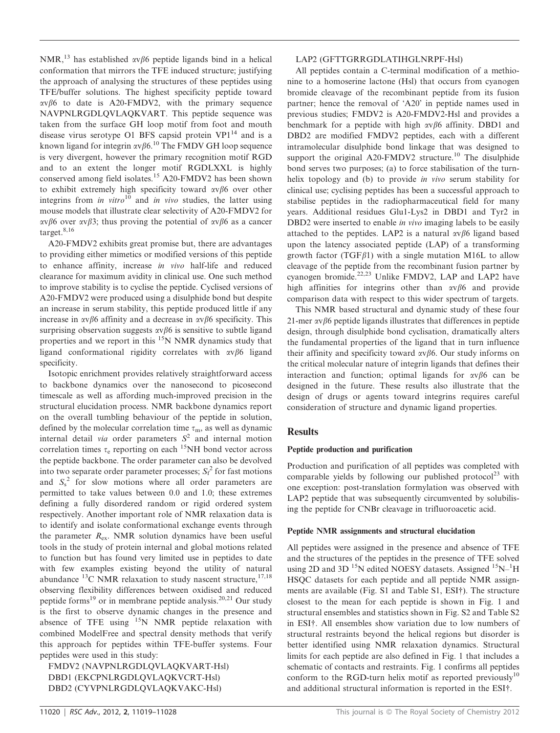NMR,[13] has established αvβ6 peptide ligands bind in a helical conformation that mirrors the TFE induced structure; justifying the approach of analysing the structures of these peptides using TFE/buffer solutions. The highest specificity peptide toward αvβ6 to date is A20-FMDV2, with the primary sequence NAVPNLRGDLQVLAQKVART. This peptide sequence was taken from the surface GH loop motif from foot and mouth disease virus serotype O1 BFS capsid protein VP1[14] and is a known ligand for integrin αvβ6.[10] The FMDV GH loop sequence is very divergent, however the primary recognition motif RGD and to an extent the longer motif RGDLXXL is highly conserved among field isolates.[15] A20-FMDV2 has been shown to exhibit extremely high specificity toward αvβ6 over other integrins from *in vitro*[10] and *in vivo* studies, the latter using mouse models that illustrate clear selectivity of A20-FMDV2 for αvβ6 over αvβ3; thus proving the potential of αvβ6 as a cancer target.[8,16]

A20-FMDV2 exhibits great promise but, there are advantages to providing either mimetics or modified versions of this peptide to enhance affinity, increase *in vivo* half-life and reduced clearance for maximum avidity in clinical use. One such method to improve stability is to cyclise the peptide. Cyclised versions of A20-FMDV2 were produced using a disulphide bond but despite an increase in serum stability, this peptide produced little if any increase in αvβ6 affinity and a decrease in αvβ6 specificity. This surprising observation suggests αvβ6 is sensitive to subtle ligand properties and we report in this $^{15}N$ NMR dynamics study that ligand conformational rigidity correlates with αvβ6 ligand specificity.

Isotopic enrichment provides relatively straightforward access to backbone dynamics over the nanosecond to picosecond timescale as well as affording much-improved precision in the structural elucidation process. NMR backbone dynamics report on the overall tumbling behaviour of the peptide in solution, defined by the molecular correlation time $\tau_m$, as well as dynamic internal detail *via* order parameters $S^2$ and internal motion correlation times $\tau_e$ reporting on each $^{15}NH$ bond vector across the peptide backbone. The order parameter can also be devolved into two separate order parameter processes; $S_f^2$ for fast motions and $S_s^2$ for slow motions where all order parameters are permitted to take values between 0.0 and 1.0; these extremes defining a fully disordered random or rigid ordered system respectively. Another important role of NMR relaxation data is to identify and isolate conformational exchange events through the parameter $R_{ex}$. NMR solution dynamics have been useful tools in the study of protein internal and global motions related to function but has found very limited use in peptides to date with few examples existing beyond the utility of natural abundance $^{13}C$ NMR relaxation to study nascent structure,[17,18] observing flexibility differences between oxidised and reduced peptide forms[19] or in membrane peptide analysis.[20,21] Our study is the first to observe dynamic changes in the presence and absence of TFE using $^{15}N$ NMR peptide relaxation with combined ModelFree and spectral density methods that verify this approach for peptides within TFE-buffer systems. Four peptides were used in this study:

FMDV2 (NAVPNLRGDLQVLAQKVART-Hsl)
DBD1 (EKCPNLRGDLQVLAQKVCRT-Hsl)
DBD2 (CYVPNLRGDLQVLAQKVAKC-Hsl)
LAP2 (GFTTGRRGDLATIHGLNRPF-Hsl)

All peptides contain a C-terminal modification of a methionine to a homoserine lactone (Hsl) that occurs from cyanogen bromide cleavage of the recombinant peptide from its fusion partner; hence the removal of 'A20' in peptide names used in previous studies; FMDV2 is A20-FMDV2-Hsl and provides a benchmark for a peptide with high αvβ6 affinity. DBD1 and DBD2 are modified FMDV2 peptides, each with a different intramolecular disulphide bond linkage that was designed to support the original A20-FMDV2 structure.[10] The disulphide bond serves two purposes; (a) to force stabilisation of the turn-helix topology and (b) to provide *in vivo* serum stability for clinical use; cyclising peptides has been a successful approach to stabilise peptides in the radiopharmaceutical field for many years. Additional residues Glu1-Lys2 in DBD1 and Tyr2 in DBD2 were inserted to enable *in vivo* imaging labels to be easily attached to the peptides. LAP2 is a natural αvβ6 ligand based upon the latency associated peptide (LAP) of a transforming growth factor (TGFβ1) with a single mutation M16L to allow cleavage of the peptide from the recombinant fusion partner by cyanogen bromide.[22,23] Unlike FMDV2, LAP and LAP2 have high affinities for integrins other than αvβ6 and provide comparison data with respect to this wider spectrum of targets.

This NMR based structural and dynamic study of these four 21-mer αvβ6 peptide ligands illustrates that differences in peptide design, through disulphide bond cyclisation, dramatically alters the fundamental properties of the ligand that in turn influence their affinity and specificity toward αvβ6. Our study informs on the critical molecular nature of integrin ligands that defines their interaction and function; optimal ligands for αvβ6 can be designed in the future. These results also illustrate that the design of drugs or agents toward integrins requires careful consideration of structure and dynamic ligand properties.

## Results

### Peptide production and purification

Production and purification of all peptides was completed with comparable yields by following our published protocol[23] with one exception: post-translation formylation was observed with LAP2 peptide that was subsequently circumvented by solubilising the peptide for CNBr cleavage in trifluoroacetic acid.

### Peptide NMR assignments and structural elucidation

All peptides were assigned in the presence and absence of TFE and the structures of the peptides in the presence of TFE solved using 2D and 3D $^{15}N$ edited NOESY datasets. Assigned $^{15}N$–$^{1}H$ HSQC datasets for each peptide and all peptide NMR assignments are available (Fig. S1 and Table S1, ESI†). The structure closest to the mean for each peptide is shown in Fig. 1 and structural ensembles and statistics shown in Fig. S2 and Table S2 in ESI†. All ensembles show variation due to low numbers of structural restraints beyond the helical regions but disorder is better identified using NMR relaxation dynamics. Structural limits for each peptide are also defined in Fig. 1 that includes a schematic of contacts and restraints. Fig. 1 confirms all peptides conform to the RGD-turn helix motif as reported previously[10] and additional structural information is reported in the ESI†.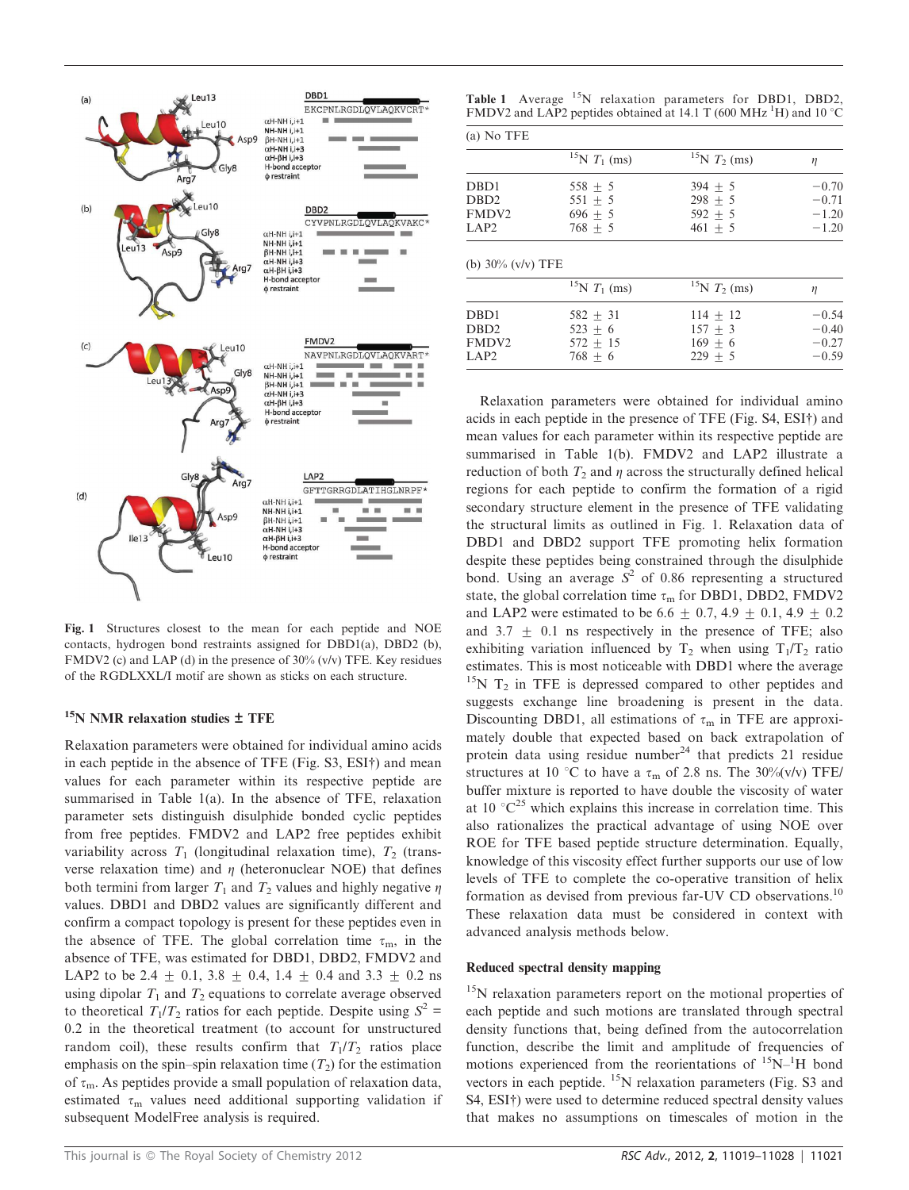**Fig. 1** Structures closest to the mean for each peptide and NOE contacts, hydrogen bond restraints assigned for DBD1(a), DBD2 (b), FMDV2 (c) and LAP (d) in the presence of 30% (v/v) TFE. Key residues of the RGDLXXL/I motif are shown as sticks on each structure.

## $^{15}$N NMR relaxation studies ± TFE

Relaxation parameters were obtained for individual amino acids in each peptide in the absence of TFE (Fig. S3, ESI†) and mean values for each parameter within its respective peptide are summarised in Table 1(a). In the absence of TFE, relaxation parameter sets distinguish disulphide bonded cyclic peptides from free peptides. FMDV2 and LAP2 free peptides exhibit variability across $T_1$ (longitudinal relaxation time), $T_2$ (transverse relaxation time) and $\eta$ (heteronuclear NOE) that defines both termini from larger $T_1$ and $T_2$ values and highly negative $\eta$ values. DBD1 and DBD2 values are significantly different and confirm a compact topology is present for these peptides even in the absence of TFE. The global correlation time $\tau_m$, in the absence of TFE, was estimated for DBD1, DBD2, FMDV2 and LAP2 to be 2.4 ± 0.1, 3.8 ± 0.4, 1.4 ± 0.4 and 3.3 ± 0.2 ns using dipolar $T_1$ and $T_2$ equations to correlate average observed to theoretical $T_1/T_2$ ratios for each peptide. Despite using $S^2$ = 0.2 in the theoretical treatment (to account for unstructured random coil), these results confirm that $T_1/T_2$ ratios place emphasis on the spin–spin relaxation time ($T_2$) for the estimation of $\tau_m$. As peptides provide a small population of relaxation data, estimated $\tau_m$ values need additional supporting validation if subsequent ModelFree analysis is required.

**Table 1** Average $^{15}$N relaxation parameters for DBD1, DBD2, FMDV2 and LAP2 peptides obtained at 14.1 T (600 MHz $^1$H) and 10 °C

(a) No TFE

| | $^{15}$N $T_1$ (ms) | $^{15}$N $T_2$ (ms) | $\eta$ |
|---|---|---|---|
| DBD1 | 558 ± 5 | 394 ± 5 | −0.70 |
| DBD2 | 551 ± 5 | 298 ± 5 | −0.71 |
| FMDV2 | 696 ± 5 | 592 ± 5 | −1.20 |
| LAP2 | 768 ± 5 | 461 ± 5 | −1.20 |

(b) 30% (v/v) TFE

| | $^{15}$N $T_1$ (ms) | $^{15}$N $T_2$ (ms) | $\eta$ |
|---|---|---|---|
| DBD1 | 582 ± 31 | 114 ± 12 | −0.54 |
| DBD2 | 523 ± 6 | 157 ± 3 | −0.40 |
| FMDV2 | 572 ± 15 | 169 ± 6 | −0.27 |
| LAP2 | 768 ± 6 | 229 ± 5 | −0.59 |

Relaxation parameters were obtained for individual amino acids in each peptide in the presence of TFE (Fig. S4, ESI†) and mean values for each parameter within its respective peptide are summarised in Table 1(b). FMDV2 and LAP2 illustrate a reduction of both $T_2$ and $\eta$ across the structurally defined helical regions for each peptide to confirm the formation of a rigid secondary structure element in the presence of TFE validating the structural limits as outlined in Fig. 1. Relaxation data of DBD1 and DBD2 support TFE promoting helix formation despite these peptides being constrained through the disulphide bond. Using an average $S^2$ of 0.86 representing a structured state, the global correlation time $\tau_m$ for DBD1, DBD2, FMDV2 and LAP2 were estimated to be 6.6 ± 0.7, 4.9 ± 0.1, 4.9 ± 0.2 and 3.7 ± 0.1 ns respectively in the presence of TFE; also exhibiting variation influenced by $T_2$ when using $T_1/T_2$ ratio estimates. This is most noticeable with DBD1 where the average $^{15}$N $T_2$ in TFE is depressed compared to other peptides and suggests exchange line broadening is present in the data. Discounting DBD1, all estimations of $\tau_m$ in TFE are approximately double that expected based on back extrapolation of protein data using residue number[24] that predicts 21 residue structures at 10 °C to have a $\tau_m$ of 2.8 ns. The 30%(v/v) TFE/buffer mixture is reported to have double the viscosity of water at 10 °C[25] which explains this increase in correlation time. This also rationalizes the practical advantage of using NOE over ROE for TFE based peptide structure determination. Equally, knowledge of this viscosity effect further supports our use of low levels of TFE to complete the co-operative transition of helix formation as devised from previous far-UV CD observations.[10] These relaxation data must be considered in context with advanced analysis methods below.

## Reduced spectral density mapping

$^{15}$N relaxation parameters report on the motional properties of each peptide and such motions are translated through spectral density functions that, being defined from the autocorrelation function, describe the limit and amplitude of frequencies of motions experienced from the reorientations of $^{15}$N–$^1$H bond vectors in each peptide. $^{15}$N relaxation parameters (Fig. S3 and S4, ESI†) were used to determine reduced spectral density values that makes no assumptions on timescales of motion in the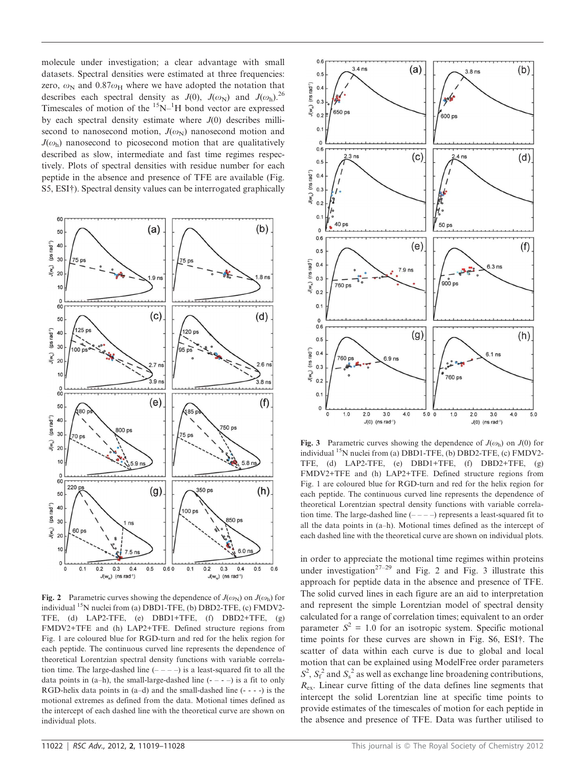molecule under investigation; a clear advantage with small datasets. Spectral densities were estimated at three frequencies: zero, $\omega_N$ and $0.87\omega_H$ where we have adopted the notation that describes each spectral density as $J(0)$, $J(\omega_N)$ and $J(\omega_h)$.[26] Timescales of motion of the $^{15}N$–$^{1}H$ bond vector are expressed by each spectral density estimate where $J(0)$ describes millisecond to nanosecond motion, $J(\omega_N)$ nanosecond motion and $J(\omega_h)$ nanosecond to picosecond motion that are qualitatively described as slow, intermediate and fast time regimes respectively. Plots of spectral densities with residue number for each peptide in the absence and presence of TFE are available (Fig. S5, ESI†). Spectral density values can be interrogated graphically in order to appreciate the motional time regimes within proteins under investigation[27–29] and Fig. 2 and Fig. 3 illustrate this approach for peptide data in the absence and presence of TFE. The solid curved lines in each figure are an aid to interpretation and represent the simple Lorentzian model of spectral density calculated for a range of correlation times; equivalent to an order parameter $S^2 = 1.0$ for an isotropic system. Specific motional time points for these curves are shown in Fig. S6, ESI†. The scatter of data within each curve is due to global and local motion that can be explained using ModelFree order parameters $S^2$, $S_f^2$ and $S_s^2$ as well as exchange line broadening contributions, $R_{ex}$. Linear curve fitting of the data defines line segments that intercept the solid Lorentzian line at specific time points to provide estimates of the timescales of motion for each peptide in the absence and presence of TFE. Data was further utilised to

**Fig. 2** Parametric curves showing the dependence of $J(\omega_N)$ on $J(\omega_h)$ for individual $^{15}N$ nuclei from (a) DBD1-TFE, (b) DBD2-TFE, (c) FMDV2-TFE, (d) LAP2-TFE, (e) DBD1+TFE, (f) DBD2+TFE, (g) FMDV2+TFE and (h) LAP2+TFE. Defined structure regions from Fig. 1 are coloured blue for RGD-turn and red for the helix region for each peptide. The continuous curved line represents the dependence of theoretical Lorentzian spectral density functions with variable correlation time. The large-dashed line (– – – –) is a least-squared fit to all the data points in (a–h), the small-large-dashed line (- – - –) is a fit to only RGD-helix data points in (a–d) and the small-dashed line (- - - -) is the motional extremes as defined from the data. Motional times defined as the intercept of each dashed line with the theoretical curve are shown on individual plots.

**Fig. 3** Parametric curves showing the dependence of $J(\omega_h)$ on $J(0)$ for individual $^{15}N$ nuclei from (a) DBD1-TFE, (b) DBD2-TFE, (c) FMDV2-TFE, (d) LAP2-TFE, (e) DBD1+TFE, (f) DBD2+TFE, (g) FMDV2+TFE and (h) LAP2+TFE. Defined structure regions from Fig. 1 are coloured blue for RGD-turn and red for the helix region for each peptide. The continuous curved line represents the dependence of theoretical Lorentzian spectral density functions with variable correlation time. The large-dashed line (– – – –) represents a least-squared fit to all the data points in (a–h). Motional times defined as the intercept of each dashed line with the theoretical curve are shown on individual plots.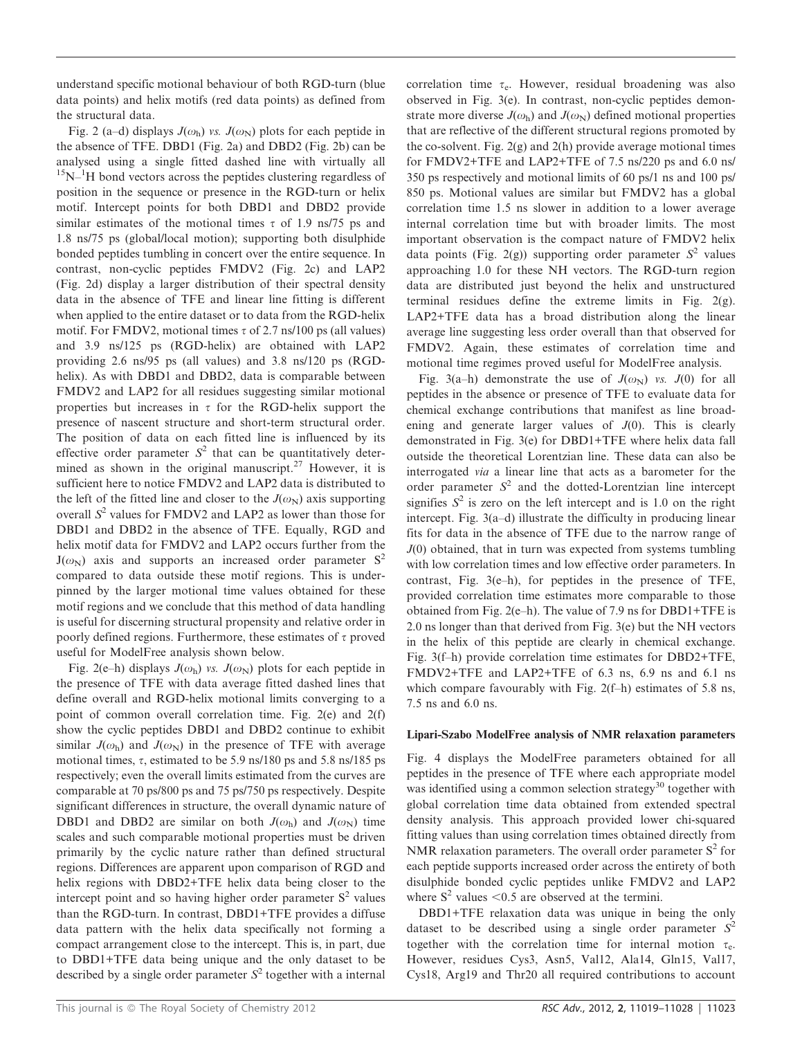understand specific motional behaviour of both RGD-turn (blue data points) and helix motifs (red data points) as defined from the structural data.

Fig. 2 (a–d) displays $J(\omega_h)$ *vs.* $J(\omega_N)$ plots for each peptide in the absence of TFE. DBD1 (Fig. 2a) and DBD2 (Fig. 2b) can be analysed using a single fitted dashed line with virtually all $^{15}$N–$^{1}$H bond vectors across the peptides clustering regardless of position in the sequence or presence in the RGD-turn or helix motif. Intercept points for both DBD1 and DBD2 provide similar estimates of the motional times $\tau$ of 1.9 ns/75 ps and 1.8 ns/75 ps (global/local motion); supporting both disulphide bonded peptides tumbling in concert over the entire sequence. In contrast, non-cyclic peptides FMDV2 (Fig. 2c) and LAP2 (Fig. 2d) display a larger distribution of their spectral density data in the absence of TFE and linear line fitting is different when applied to the entire dataset or to data from the RGD-helix motif. For FMDV2, motional times $\tau$ of 2.7 ns/100 ps (all values) and 3.9 ns/125 ps (RGD-helix) are obtained with LAP2 providing 2.6 ns/95 ps (all values) and 3.8 ns/120 ps (RGD-helix). As with DBD1 and DBD2, data is comparable between FMDV2 and LAP2 for all residues suggesting similar motional properties but increases in $\tau$ for the RGD-helix support the presence of nascent structure and short-term structural order. The position of data on each fitted line is influenced by its effective order parameter $S^2$ that can be quantitatively determined as shown in the original manuscript.[27] However, it is sufficient here to notice FMDV2 and LAP2 data is distributed to the left of the fitted line and closer to the $J(\omega_N)$ axis supporting overall $S^2$ values for FMDV2 and LAP2 as lower than those for DBD1 and DBD2 in the absence of TFE. Equally, RGD and helix motif data for FMDV2 and LAP2 occurs further from the $J(\omega_N)$ axis and supports an increased order parameter $S^2$ compared to data outside these motif regions. This is underpinned by the larger motional time values obtained for these motif regions and we conclude that this method of data handling is useful for discerning structural propensity and relative order in poorly defined regions. Furthermore, these estimates of $\tau$ proved useful for ModelFree analysis shown below.

Fig. 2(e–h) displays $J(\omega_h)$ *vs.* $J(\omega_N)$ plots for each peptide in the presence of TFE with data average fitted dashed lines that define overall and RGD-helix motional limits converging to a point of common overall correlation time. Fig. 2(e) and 2(f) show the cyclic peptides DBD1 and DBD2 continue to exhibit similar $J(\omega_h)$ and $J(\omega_N)$ in the presence of TFE with average motional times, $\tau$, estimated to be 5.9 ns/180 ps and 5.8 ns/185 ps respectively; even the overall limits estimated from the curves are comparable at 70 ps/800 ps and 75 ps/750 ps respectively. Despite significant differences in structure, the overall dynamic nature of DBD1 and DBD2 are similar on both $J(\omega_h)$ and $J(\omega_N)$ time scales and such comparable motional properties must be driven primarily by the cyclic nature rather than defined structural regions. Differences are apparent upon comparison of RGD and helix regions with DBD2+TFE helix data being closer to the intercept point and so having higher order parameter $S^2$ values than the RGD-turn. In contrast, DBD1+TFE provides a diffuse data pattern with the helix data specifically not forming a compact arrangement close to the intercept. This is, in part, due to DBD1+TFE data being unique and the only dataset to be described by a single order parameter $S^2$ together with a internal correlation time $\tau_e$. However, residual broadening was also observed in Fig. 3(e). In contrast, non-cyclic peptides demonstrate more diverse $J(\omega_h)$ and $J(\omega_N)$ defined motional properties that are reflective of the different structural regions promoted by the co-solvent. Fig. 2(g) and 2(h) provide average motional times for FMDV2+TFE and LAP2+TFE of 7.5 ns/220 ps and 6.0 ns/350 ps respectively and motional limits of 60 ps/1 ns and 100 ps/850 ps. Motional values are similar but FMDV2 has a global correlation time 1.5 ns slower in addition to a lower average internal correlation time but with broader limits. The most important observation is the compact nature of FMDV2 helix data points (Fig. 2(g)) supporting order parameter $S^2$ values approaching 1.0 for these NH vectors. The RGD-turn region data are distributed just beyond the helix and unstructured terminal residues define the extreme limits in Fig. 2(g). LAP2+TFE data has a broad distribution along the linear average line suggesting less order overall than that observed for FMDV2. Again, these estimates of correlation time and motional time regimes proved useful for ModelFree analysis.

Fig. 3(a–h) demonstrate the use of $J(\omega_N)$ *vs.* $J(0)$ for all peptides in the absence or presence of TFE to evaluate data for chemical exchange contributions that manifest as line broadening and generate larger values of $J(0)$. This is clearly demonstrated in Fig. 3(e) for DBD1+TFE where helix data fall outside the theoretical Lorentzian line. These data can also be interrogated *via* a linear line that acts as a barometer for the order parameter $S^2$ and the dotted-Lorentzian line intercept signifies $S^2$ is zero on the left intercept and is 1.0 on the right intercept. Fig. 3(a–d) illustrate the difficulty in producing linear fits for data in the absence of TFE due to the narrow range of $J(0)$ obtained, that in turn was expected from systems tumbling with low correlation times and low effective order parameters. In contrast, Fig. 3(e–h), for peptides in the presence of TFE, provided correlation time estimates more comparable to those obtained from Fig. 2(e–h). The value of 7.9 ns for DBD1+TFE is 2.0 ns longer than that derived from Fig. 3(e) but the NH vectors in the helix of this peptide are clearly in chemical exchange. Fig. 3(f–h) provide correlation time estimates for DBD2+TFE, FMDV2+TFE and LAP2+TFE of 6.3 ns, 6.9 ns and 6.1 ns which compare favourably with Fig. 2(f–h) estimates of 5.8 ns, 7.5 ns and 6.0 ns.

### Lipari-Szabo ModelFree analysis of NMR relaxation parameters

Fig. 4 displays the ModelFree parameters obtained for all peptides in the presence of TFE where each appropriate model was identified using a common selection strategy[30] together with global correlation time data obtained from extended spectral density analysis. This approach provided lower chi-squared fitting values than using correlation times obtained directly from NMR relaxation parameters. The overall order parameter $S^2$ for each peptide supports increased order across the entirety of both disulphide bonded cyclic peptides unlike FMDV2 and LAP2 where $S^2$ values <0.5 are observed at the termini.

DBD1+TFE relaxation data was unique in being the only dataset to be described using a single order parameter $S^2$ together with the correlation time for internal motion $\tau_e$. However, residues Cys3, Asn5, Val12, Ala14, Gln15, Val17, Cys18, Arg19 and Thr20 all required contributions to account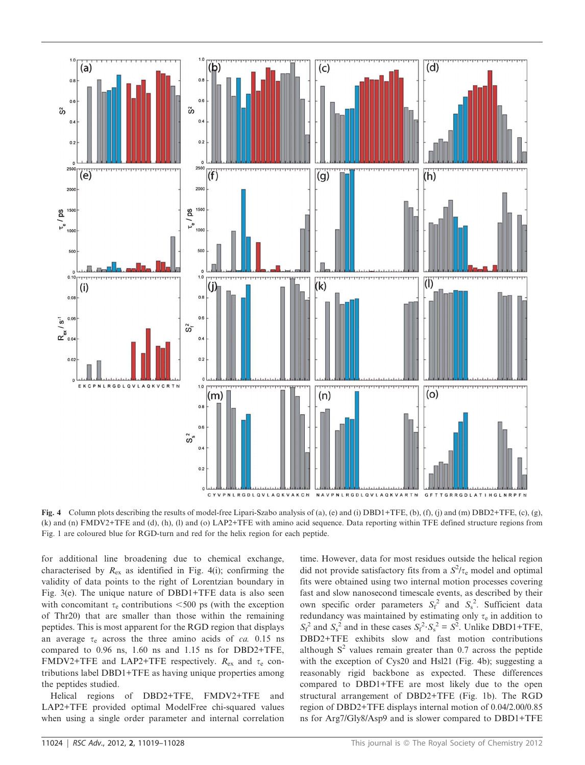Fig. 4 Column plots describing the results of model-free Lipari-Szabo analysis of (a), (e) and (i) DBD1+TFE, (b), (f), (j) and (m) DBD2+TFE, (c), (g), (k) and (n) FMDV2+TFE and (d), (h), (l) and (o) LAP2+TFE with amino acid sequence. Data reporting within TFE defined structure regions from Fig. 1 are coloured blue for RGD-turn and red for the helix region for each peptide.

for additional line broadening due to chemical exchange, characterised by $R_{ex}$ as identified in Fig. 4(i); confirming the validity of data points to the right of Lorentzian boundary in Fig. 3(e). The unique nature of DBD1+TFE data is also seen with concomitant $\tau_e$ contributions <500 ps (with the exception of Thr20) that are smaller than those within the remaining peptides. This is most apparent for the RGD region that displays an average $\tau_e$ across the three amino acids of *ca.* 0.15 ns compared to 0.96 ns, 1.60 ns and 1.15 ns for DBD2+TFE, FMDV2+TFE and LAP2+TFE respectively. $R_{ex}$ and $\tau_e$ contributions label DBD1+TFE as having unique properties among the peptides studied.

Helical regions of DBD2+TFE, FMDV2+TFE and LAP2+TFE provided optimal ModelFree chi-squared values when using a single order parameter and internal correlation time. However, data for most residues outside the helical region did not provide satisfactory fits from a $S^2/\tau_e$ model and optimal fits were obtained using two internal motion processes covering fast and slow nanosecond timescale events, as described by their own specific order parameters $S_f^2$ and $S_s^2$. Sufficient data redundancy was maintained by estimating only $\tau_e$ in addition to $S_f^2$ and $S_s^2$ and in these cases $S_f^2 \cdot S_s^2 = S^2$. Unlike DBD1+TFE, DBD2+TFE exhibits slow and fast motion contributions although $S^2$ values remain greater than 0.7 across the peptide with the exception of Cys20 and Hsl21 (Fig. 4b); suggesting a reasonably rigid backbone as expected. These differences compared to DBD1+TFE are most likely due to the open structural arrangement of DBD2+TFE (Fig. 1b). The RGD region of DBD2+TFE displays internal motion of 0.04/2.00/0.85 ns for Arg7/Gly8/Asp9 and is slower compared to DBD1+TFE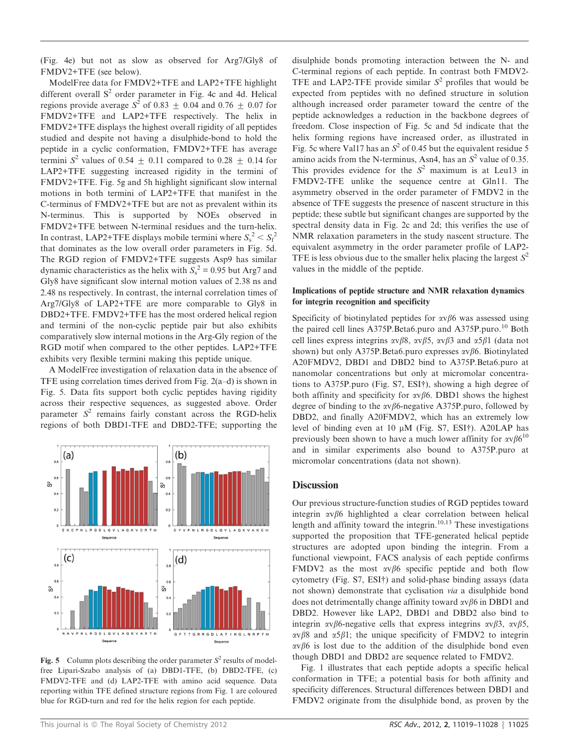(Fig. 4e) but not as slow as observed for Arg7/Gly8 of FMDV2+TFE (see below).

ModelFree data for FMDV2+TFE and LAP2+TFE highlight different overall $S^2$ order parameter in Fig. 4c and 4d. Helical regions provide average $S^2$ of 0.83 ± 0.04 and 0.76 ± 0.07 for FMDV2+TFE and LAP2+TFE respectively. The helix in FMDV2+TFE displays the highest overall rigidity of all peptides studied and despite not having a disulphide-bond to hold the peptide in a cyclic conformation, FMDV2+TFE has average termini $S^2$ values of 0.54 ± 0.11 compared to 0.28 ± 0.14 for LAP2+TFE suggesting increased rigidity in the termini of FMDV2+TFE. Fig. 5g and 5h highlight significant slow internal motions in both termini of LAP2+TFE that manifest in the C-terminus of FMDV2+TFE but are not as prevalent within its N-terminus. This is supported by NOEs observed in FMDV2+TFE between N-terminal residues and the turn-helix. In contrast, LAP2+TFE displays mobile termini where $S_s^2 < S_f^2$ that dominates as the low overall order parameters in Fig. 5d. The RGD region of FMDV2+TFE suggests Asp9 has similar dynamic characteristics as the helix with $S_s^2 = 0.95$ but Arg7 and Gly8 have significant slow internal motion values of 2.38 ns and 2.48 ns respectively. In contrast, the internal correlation times of Arg7/Gly8 of LAP2+TFE are more comparable to Gly8 in DBD2+TFE. FMDV2+TFE has the most ordered helical region and termini of the non-cyclic peptide pair but also exhibits comparatively slow internal motions in the Arg-Gly region of the RGD motif when compared to the other peptides. LAP2+TFE exhibits very flexible termini making this peptide unique.

A ModelFree investigation of relaxation data in the absence of TFE using correlation times derived from Fig. 2(a–d) is shown in Fig. 5. Data fits support both cyclic peptides having rigidity across their respective sequences, as suggested above. Order parameter $S^2$ remains fairly constant across the RGD-helix regions of both DBD1-TFE and DBD2-TFE; supporting the disulphide bonds promoting interaction between the N- and C-terminal regions of each peptide. In contrast both FMDV2-TFE and LAP2-TFE provide similar $S^2$ profiles that would be expected from peptides with no defined structure in solution although increased order parameter toward the centre of the peptide acknowledges a reduction in the backbone degrees of freedom. Close inspection of Fig. 5c and 5d indicate that the helix forming regions have increased order, as illustrated in Fig. 5c where Val17 has an $S^2$ of 0.45 but the equivalent residue 5 amino acids from the N-terminus, Asn4, has an $S^2$ value of 0.35. This provides evidence for the $S^2$ maximum is at Leu13 in FMDV2-TFE unlike the sequence centre at Gln11. The asymmetry observed in the order parameter of FMDV2 in the absence of TFE suggests the presence of nascent structure in this peptide; these subtle but significant changes are supported by the spectral density data in Fig. 2c and 2d; this verifies the use of NMR relaxation parameters in the study nascent structure. The equivalent asymmetry in the order parameter profile of LAP2-TFE is less obvious due to the smaller helix placing the largest $S^2$ values in the middle of the peptide.

Fig. 5 Column plots describing the order parameter $S^2$ results of model-free Lipari-Szabo analysis of (a) DBD1-TFE, (b) DBD2-TFE, (c) FMDV2-TFE and (d) LAP2-TFE with amino acid sequence. Data reporting within TFE defined structure regions from Fig. 1 are coloured blue for RGD-turn and red for the helix region for each peptide.

### Implications of peptide structure and NMR relaxation dynamics for integrin recognition and specificity

Specificity of biotinylated peptides for $\alpha v\beta 6$ was assessed using the paired cell lines A375P.Beta6.puro and A375P.puro.[10] Both cell lines express integrins $\alpha v\beta 8$, $\alpha v\beta 5$, $\alpha v\beta 3$ and $\alpha 5\beta 1$ (data not shown) but only A375P.Beta6.puro expresses $\alpha v\beta 6$. Biotinylated A20FMDV2, DBD1 and DBD2 bind to A375P.Beta6.puro at nanomolar concentrations but only at micromolar concentrations to A375P.puro (Fig. S7, ESI†), showing a high degree of both affinity and specificity for $\alpha v\beta 6$. DBD1 shows the highest degree of binding to the $\alpha v\beta 6$-negative A375P.puro, followed by DBD2, and finally A20FMDV2, which has an extremely low level of binding even at 10 μM (Fig. S7, ESI†). A20LAP has previously been shown to have a much lower affinity for $\alpha v\beta 6$[10] and in similar experiments also bound to A375P.puro at micromolar concentrations (data not shown).

## Discussion

Our previous structure-function studies of RGD peptides toward integrin $\alpha v\beta 6$ highlighted a clear correlation between helical length and affinity toward the integrin.[10,13] These investigations supported the proposition that TFE-generated helical peptide structures are adopted upon binding the integrin. From a functional viewpoint, FACS analysis of each peptide confirms FMDV2 as the most $\alpha v\beta 6$ specific peptide and both flow cytometry (Fig. S7, ESI†) and solid-phase binding assays (data not shown) demonstrate that cyclisation *via* a disulphide bond does not detrimentally change affinity toward $\alpha v\beta 6$ in DBD1 and DBD2. However like LAP2, DBD1 and DBD2 also bind to integrin $\alpha v\beta 6$-negative cells that express integrins $\alpha v\beta 3$, $\alpha v\beta 5$, $\alpha v\beta 8$ and $\alpha 5\beta 1$; the unique specificity of FMDV2 to integrin $\alpha v\beta 6$ is lost due to the addition of the disulphide bond even though DBD1 and DBD2 are sequence related to FMDV2.

Fig. 1 illustrates that each peptide adopts a specific helical conformation in TFE; a potential basis for both affinity and specificity differences. Structural differences between DBD1 and FMDV2 originate from the disulphide bond, as proven by the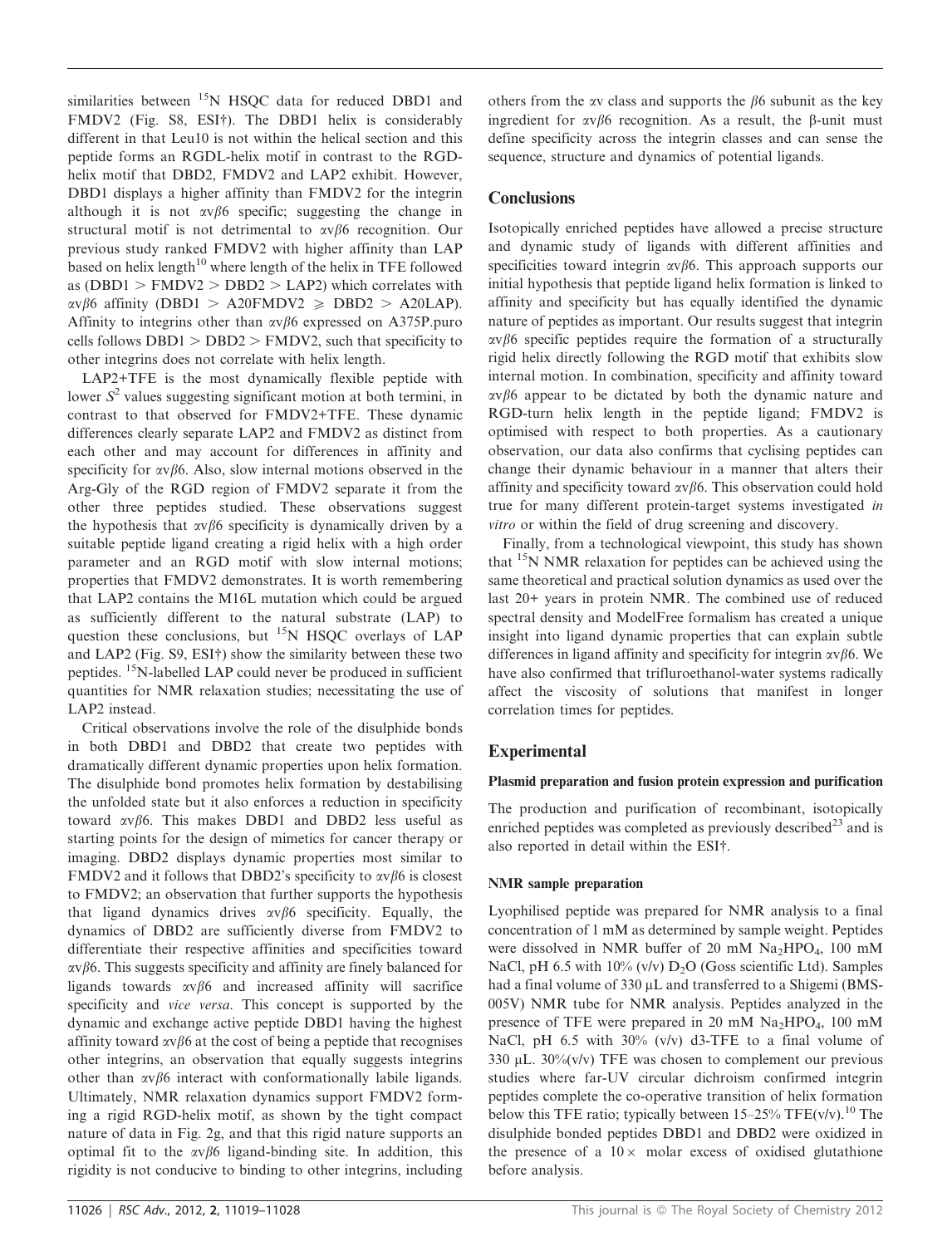similarities between $^{15}$N HSQC data for reduced DBD1 and FMDV2 (Fig. S8, ESI†). The DBD1 helix is considerably different in that Leu10 is not within the helical section and this peptide forms an RGDL-helix motif in contrast to the RGD-helix motif that DBD2, FMDV2 and LAP2 exhibit. However, DBD1 displays a higher affinity than FMDV2 for the integrin although it is not $\alpha v\beta 6$ specific; suggesting the change in structural motif is not detrimental to $\alpha v\beta 6$ recognition. Our previous study ranked FMDV2 with higher affinity than LAP based on helix length[10] where length of the helix in TFE followed as (DBD1 > FMDV2 > DBD2 > LAP2) which correlates with $\alpha v\beta 6$ affinity (DBD1 > A20FMDV2 ⩾ DBD2 > A20LAP). Affinity to integrins other than $\alpha v\beta 6$ expressed on A375P.puro cells follows DBD1 > DBD2 > FMDV2, such that specificity to other integrins does not correlate with helix length.

LAP2+TFE is the most dynamically flexible peptide with lower $S^2$ values suggesting significant motion at both termini, in contrast to that observed for FMDV2+TFE. These dynamic differences clearly separate LAP2 and FMDV2 as distinct from each other and may account for differences in affinity and specificity for $\alpha v\beta 6$. Also, slow internal motions observed in the Arg-Gly of the RGD region of FMDV2 separate it from the other three peptides studied. These observations suggest the hypothesis that $\alpha v\beta 6$ specificity is dynamically driven by a suitable peptide ligand creating a rigid helix with a high order parameter and an RGD motif with slow internal motions; properties that FMDV2 demonstrates. It is worth remembering that LAP2 contains the M16L mutation which could be argued as sufficiently different to the natural substrate (LAP) to question these conclusions, but $^{15}$N HSQC overlays of LAP and LAP2 (Fig. S9, ESI†) show the similarity between these two peptides. $^{15}$N-labelled LAP could never be produced in sufficient quantities for NMR relaxation studies; necessitating the use of LAP2 instead.

Critical observations involve the role of the disulphide bonds in both DBD1 and DBD2 that create two peptides with dramatically different dynamic properties upon helix formation. The disulphide bond promotes helix formation by destabilising the unfolded state but it also enforces a reduction in specificity toward $\alpha v\beta 6$. This makes DBD1 and DBD2 less useful as starting points for the design of mimetics for cancer therapy or imaging. DBD2 displays dynamic properties most similar to FMDV2 and it follows that DBD2's specificity to $\alpha v\beta 6$ is closest to FMDV2; an observation that further supports the hypothesis that ligand dynamics drives $\alpha v\beta 6$ specificity. Equally, the dynamics of DBD2 are sufficiently diverse from FMDV2 to differentiate their respective affinities and specificities toward $\alpha v\beta 6$. This suggests specificity and affinity are finely balanced for ligands towards $\alpha v\beta 6$ and increased affinity will sacrifice specificity and *vice versa*. This concept is supported by the dynamic and exchange active peptide DBD1 having the highest affinity toward $\alpha v\beta 6$ at the cost of being a peptide that recognises other integrins, an observation that equally suggests integrins other than $\alpha v\beta 6$ interact with conformationally labile ligands. Ultimately, NMR relaxation dynamics support FMDV2 forming a rigid RGD-helix motif, as shown by the tight compact nature of data in Fig. 2g, and that this rigid nature supports an optimal fit to the $\alpha v\beta 6$ ligand-binding site. In addition, this rigidity is not conducive to binding to other integrins, including others from the $\alpha v$ class and supports the $\beta 6$ subunit as the key ingredient for $\alpha v\beta 6$ recognition. As a result, the β-unit must define specificity across the integrin classes and can sense the sequence, structure and dynamics of potential ligands.

## Conclusions

Isotopically enriched peptides have allowed a precise structure and dynamic study of ligands with different affinities and specificities toward integrin $\alpha v\beta 6$. This approach supports our initial hypothesis that peptide ligand helix formation is linked to affinity and specificity but has equally identified the dynamic nature of peptides as important. Our results suggest that integrin $\alpha v\beta 6$ specific peptides require the formation of a structurally rigid helix directly following the RGD motif that exhibits slow internal motion. In combination, specificity and affinity toward $\alpha v\beta 6$ appear to be dictated by both the dynamic nature and RGD-turn helix length in the peptide ligand; FMDV2 is optimised with respect to both properties. As a cautionary observation, our data also confirms that cyclising peptides can change their dynamic behaviour in a manner that alters their affinity and specificity toward $\alpha v\beta 6$. This observation could hold true for many different protein-target systems investigated *in vitro* or within the field of drug screening and discovery.

Finally, from a technological viewpoint, this study has shown that $^{15}$N NMR relaxation for peptides can be achieved using the same theoretical and practical solution dynamics as used over the last 20+ years in protein NMR. The combined use of reduced spectral density and ModelFree formalism has created a unique insight into ligand dynamic properties that can explain subtle differences in ligand affinity and specificity for integrin $\alpha v\beta 6$. We have also confirmed that trifluroethanol-water systems radically affect the viscosity of solutions that manifest in longer correlation times for peptides.

## Experimental

### Plasmid preparation and fusion protein expression and purification

The production and purification of recombinant, isotopically enriched peptides was completed as previously described[23] and is also reported in detail within the ESI†.

### NMR sample preparation

Lyophilised peptide was prepared for NMR analysis to a final concentration of 1 mM as determined by sample weight. Peptides were dissolved in NMR buffer of 20 mM $Na_2HPO_4$, 100 mM NaCl, pH 6.5 with 10% (v/v) $D_2O$ (Goss scientific Ltd). Samples had a final volume of 330 μL and transferred to a Shigemi (BMS-005V) NMR tube for NMR analysis. Peptides analyzed in the presence of TFE were prepared in 20 mM $Na_2HPO_4$, 100 mM NaCl, pH 6.5 with 30% (v/v) d3-TFE to a final volume of 330 μL. 30%(v/v) TFE was chosen to complement our previous studies where far-UV circular dichroism confirmed integrin peptides complete the co-operative transition of helix formation below this TFE ratio; typically between 15–25% TFE(v/v).[10] The disulphide bonded peptides DBD1 and DBD2 were oxidized in the presence of a 10× molar excess of oxidised glutathione before analysis.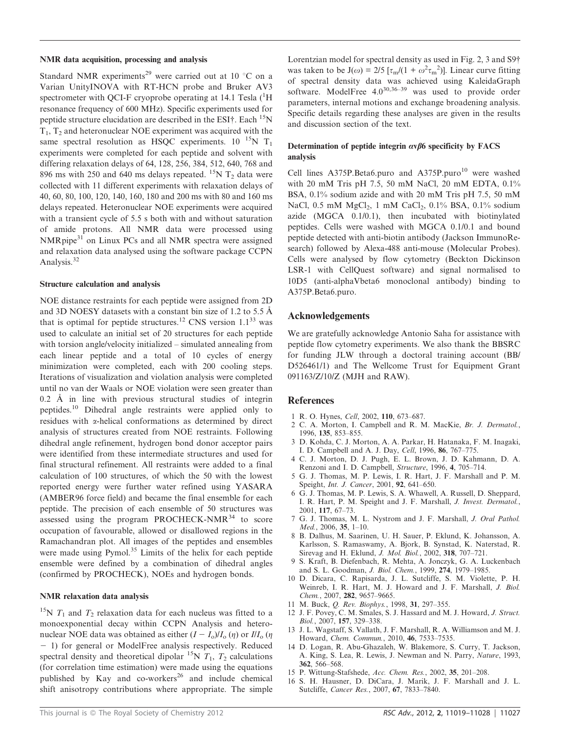#### NMR data acquisition, processing and analysis

Standard NMR experiments[29] were carried out at 10 °C on a Varian UnityINOVA with RT-HCN probe and Bruker AV3 spectrometer with QCI-F cryoprobe operating at 14.1 Tesla ($^1$H resonance frequency of 600 MHz). Specific experiments used for peptide structure elucidation are described in the ESI†. Each $^{15}$N $T_1$, $T_2$ and heteronuclear NOE experiment was acquired with the same spectral resolution as HSQC experiments. 10 $^{15}$N $T_1$ experiments were completed for each peptide and solvent with differing relaxation delays of 64, 128, 256, 384, 512, 640, 768 and 896 ms with 250 and 640 ms delays repeated. $^{15}$N $T_2$ data were collected with 11 different experiments with relaxation delays of 40, 60, 80, 100, 120, 140, 160, 180 and 200 ms with 80 and 160 ms delays repeated. Heteronuclear NOE experiments were acquired with a transient cycle of 5.5 s both with and without saturation of amide protons. All NMR data were processed using NMRpipe[31] on Linux PCs and all NMR spectra were assigned and relaxation data analysed using the software package CCPN Analysis.[32]

#### Structure calculation and analysis

NOE distance restraints for each peptide were assigned from 2D and 3D NOESY datasets with a constant bin size of 1.2 to 5.5 Å that is optimal for peptide structures.[12] CNS version 1.1[33] was used to calculate an initial set of 20 structures for each peptide with torsion angle/velocity initialized – simulated annealing from each linear peptide and a total of 10 cycles of energy minimization were completed, each with 200 cooling steps. Iterations of visualization and violation analysis were completed until no van der Waals or NOE violation were seen greater than 0.2 Å in line with previous structural studies of integrin peptides.[10] Dihedral angle restraints were applied only to residues with α-helical conformations as determined by direct analysis of structures created from NOE restraints. Following dihedral angle refinement, hydrogen bond donor acceptor pairs were identified from these intermediate structures and used for final structural refinement. All restraints were added to a final calculation of 100 structures, of which the 50 with the lowest reported energy were further water refined using YASARA (AMBER96 force field) and became the final ensemble for each peptide. The precision of each ensemble of 50 structures was assessed using the program PROCHECK-NMR[34] to score occupation of favourable, allowed or disallowed regions in the Ramachandran plot. All images of the peptides and ensembles were made using Pymol.[35] Limits of the helix for each peptide ensemble were defined by a combination of dihedral angles (confirmed by PROCHECK), NOEs and hydrogen bonds.

#### NMR relaxation data analysis

$^{15}$N $T_1$ and $T_2$ relaxation data for each nucleus was fitted to a monoexponential decay within CCPN Analysis and heteronuclear NOE data was obtained as either $(I - I_o)/I_o$ ($\eta$) or $I/I_o$ ($\eta - 1$) for general or ModelFree analysis respectively. Reduced spectral density and theoretical dipolar $^{15}$N $T_1$, $T_2$ calculations (for correlation time estimation) were made using the equations published by Kay and co-workers[26] and include chemical shift anisotropy contributions where appropriate. The simple Lorentzian model for spectral density as used in Fig. 2, 3 and S9† was taken to be $J(\omega) = 2/5\,[\tau_m/(1 + \omega^2\tau_m^2)]$. Linear curve fitting of spectral density data was achieved using KaleidaGraph software. ModelFree 4.0[30,36–39] was used to provide order parameters, internal motions and exchange broadening analysis. Specific details regarding these analyses are given in the results and discussion section of the text.

#### Determination of peptide integrin $\alpha v\beta 6$ specificity by FACS analysis

Cell lines A375P.Beta6.puro and A375P.puro[10] were washed with 20 mM Tris pH 7.5, 50 mM NaCl, 20 mM EDTA, 0.1% BSA, 0.1% sodium azide and with 20 mM Tris pH 7.5, 50 mM NaCl, 0.5 mM $MgCl_2$, 1 mM $CaCl_2$, 0.1% BSA, 0.1% sodium azide (MGCA 0.1/0.1), then incubated with biotinylated peptides. Cells were washed with MGCA 0.1/0.1 and bound peptide detected with anti-biotin antibody (Jackson ImmunoResearch) followed by Alexa-488 anti-mouse (Molecular Probes). Cells were analysed by flow cytometry (Beckton Dickinson LSR-1 with CellQuest software) and signal normalised to 10D5 (anti-alphaVbeta6 monoclonal antibody) binding to A375P.Beta6.puro.

## Acknowledgements

We are gratefully acknowledge Antonio Saha for assistance with peptide flow cytometry experiments. We also thank the BBSRC for funding JLW through a doctoral training account (BB/D526461/1) and The Wellcome Trust for Equipment Grant 091163/Z/10/Z (MJH and RAW).

## References

1. R. O. Hynes, *Cell*, 2002, **110**, 673–687.
2. C. A. Morton, I. Campbell and R. M. MacKie, *Br. J. Dermatol.*, 1996, **135**, 853–855.
3. D. Kohda, C. J. Morton, A. A. Parkar, H. Hatanaka, F. M. Inagaki, I. D. Campbell and A. J. Day, *Cell*, 1996, **86**, 767–775.
4. C. J. Morton, D. J. Pugh, E. L. Brown, J. D. Kahmann, D. A. Renzoni and I. D. Campbell, *Structure*, 1996, **4**, 705–714.
5. G. J. Thomas, M. P. Lewis, I. R. Hart, J. F. Marshall and P. M. Speight, *Int. J. Cancer*, 2001, **92**, 641–650.
6. G. J. Thomas, M. P. Lewis, S. A. Whawell, A. Russell, D. Sheppard, I. R. Hart, P. M. Speight and J. F. Marshall, *J. Invest. Dermatol.*, 2001, **117**, 67–73.
7. G. J. Thomas, M. L. Nystrom and J. F. Marshall, *J. Oral Pathol. Med.*, 2006, **35**, 1–10.
8. B. Dalhus, M. Saarinen, U. H. Sauer, P. Eklund, K. Johansson, A. Karlsson, S. Ramaswamy, A. Bjork, B. Synstad, K. Naterstad, R. Sirevag and H. Eklund, *J. Mol. Biol.*, 2002, **318**, 707–721.
9. S. Kraft, B. Diefenbach, R. Mehta, A. Jonczyk, G. A. Luckenbach and S. L. Goodman, *J. Biol. Chem.*, 1999, **274**, 1979–1985.
10. D. Dicara, C. Rapisarda, J. L. Sutcliffe, S. M. Violette, P. H. Weinreb, I. R. Hart, M. J. Howard and J. F. Marshall, *J. Biol. Chem.*, 2007, **282**, 9657–9665.
11. M. Buck, *Q. Rev. Biophys.*, 1998, **31**, 297–355.
12. J. F. Povey, C. M. Smales, S. J. Hassard and M. J. Howard, *J. Struct. Biol.*, 2007, **157**, 329–338.
13. J. L. Wagstaff, S. Vallath, J. F. Marshall, R. A. Williamson and M. J. Howard, *Chem. Commun.*, 2010, **46**, 7533–7535.
14. D. Logan, R. Abu-Ghazaleh, W. Blakemore, S. Curry, T. Jackson, A. King, S. Lea, R. Lewis, J. Newman and N. Parry, *Nature*, 1993, **362**, 566–568.
15. P. Wittung-Stafshede, *Acc. Chem. Res.*, 2002, **35**, 201–208.
16. S. H. Hausner, D. DiCara, J. Marik, J. F. Marshall and J. L. Sutcliffe, *Cancer Res.*, 2007, **67**, 7833–7840.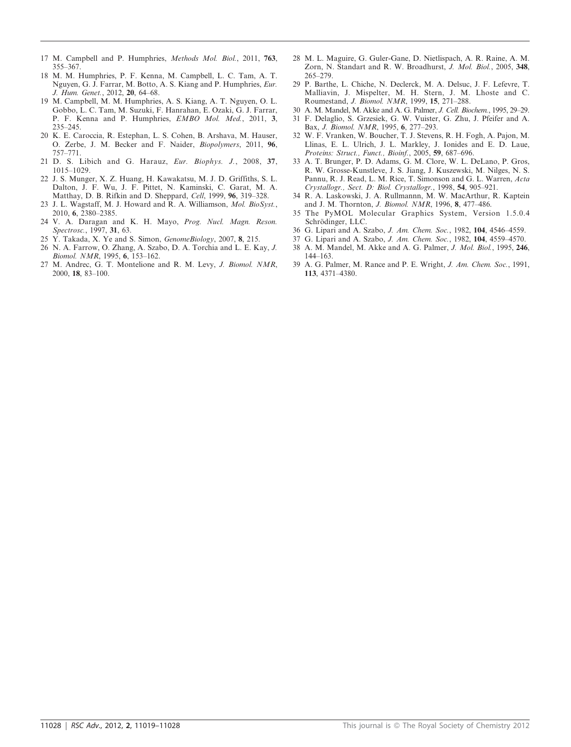17 M. Campbell and P. Humphries, *Methods Mol. Biol.*, 2011, **763**, 355–367.

18 M. M. Humphries, P. F. Kenna, M. Campbell, L. C. Tam, A. T. Nguyen, G. J. Farrar, M. Botto, A. S. Kiang and P. Humphries, *Eur. J. Hum. Genet.*, 2012, **20**, 64–68.

19 M. Campbell, M. M. Humphries, A. S. Kiang, A. T. Nguyen, O. L. Gobbo, L. C. Tam, M. Suzuki, F. Hanrahan, E. Ozaki, G. J. Farrar, P. F. Kenna and P. Humphries, *EMBO Mol. Med.*, 2011, **3**, 235–245.

20 K. E. Caroccia, R. Estephan, L. S. Cohen, B. Arshava, M. Hauser, O. Zerbe, J. M. Becker and F. Naider, *Biopolymers*, 2011, **96**, 757–771.

21 D. S. Libich and G. Harauz, *Eur. Biophys. J.*, 2008, **37**, 1015–1029.

22 J. S. Munger, X. Z. Huang, H. Kawakatsu, M. J. D. Griffiths, S. L. Dalton, J. F. Wu, J. F. Pittet, N. Kaminski, C. Garat, M. A. Matthay, D. B. Rifkin and D. Sheppard, *Cell*, 1999, **96**, 319–328.

23 J. L. Wagstaff, M. J. Howard and R. A. Williamson, *Mol. BioSyst.*, 2010, **6**, 2380–2385.

24 V. A. Daragan and K. H. Mayo, *Prog. Nucl. Magn. Reson. Spectrosc.*, 1997, **31**, 63.

25 Y. Takada, X. Ye and S. Simon, *GenomeBiology*, 2007, **8**, 215.

26 N. A. Farrow, O. Zhang, A. Szabo, D. A. Torchia and L. E. Kay, *J. Biomol. NMR*, 1995, **6**, 153–162.

27 M. Andrec, G. T. Montelione and R. M. Levy, *J. Biomol. NMR*, 2000, **18**, 83–100.

28 M. L. Maguire, G. Guler-Gane, D. Nietlispach, A. R. Raine, A. M. Zorn, N. Standart and R. W. Broadhurst, *J. Mol. Biol.*, 2005, **348**, 265–279.

29 P. Barthe, L. Chiche, N. Declerck, M. A. Delsuc, J. F. Lefevre, T. Malliavin, J. Mispelter, M. H. Stern, J. M. Lhoste and C. Roumestand, *J. Biomol. NMR*, 1999, **15**, 271–288.

30 A. M. Mandel, M. Akke and A. G. Palmer, *J. Cell. Biochem.*, 1995, 29–29.

31 F. Delaglio, S. Grzesiek, G. W. Vuister, G. Zhu, J. Pfeifer and A. Bax, *J. Biomol. NMR*, 1995, **6**, 277–293.

32 W. F. Vranken, W. Boucher, T. J. Stevens, R. H. Fogh, A. Pajon, M. Llinas, E. L. Ulrich, J. L. Markley, J. Ionides and E. D. Laue, *Proteins: Struct., Funct., Bioinf.*, 2005, **59**, 687–696.

33 A. T. Brunger, P. D. Adams, G. M. Clore, W. L. DeLano, P. Gros, R. W. Grosse-Kunstleve, J. S. Jiang, J. Kuszewski, M. Nilges, N. S. Pannu, R. J. Read, L. M. Rice, T. Simonson and G. L. Warren, *Acta Crystallogr., Sect. D: Biol. Crystallogr.*, 1998, **54**, 905–921.

34 R. A. Laskowski, J. A. Rullmannn, M. W. MacArthur, R. Kaptein and J. M. Thornton, *J. Biomol. NMR*, 1996, **8**, 477–486.

35 The PyMOL Molecular Graphics System, Version 1.5.0.4 Schrödinger, LLC.

36 G. Lipari and A. Szabo, *J. Am. Chem. Soc.*, 1982, **104**, 4546–4559.

37 G. Lipari and A. Szabo, *J. Am. Chem. Soc.*, 1982, **104**, 4559–4570.

38 A. M. Mandel, M. Akke and A. G. Palmer, *J. Mol. Biol.*, 1995, **246**, 144–163.

39 A. G. Palmer, M. Rance and P. E. Wright, *J. Am. Chem. Soc.*, 1991, **113**, 4371–4380.